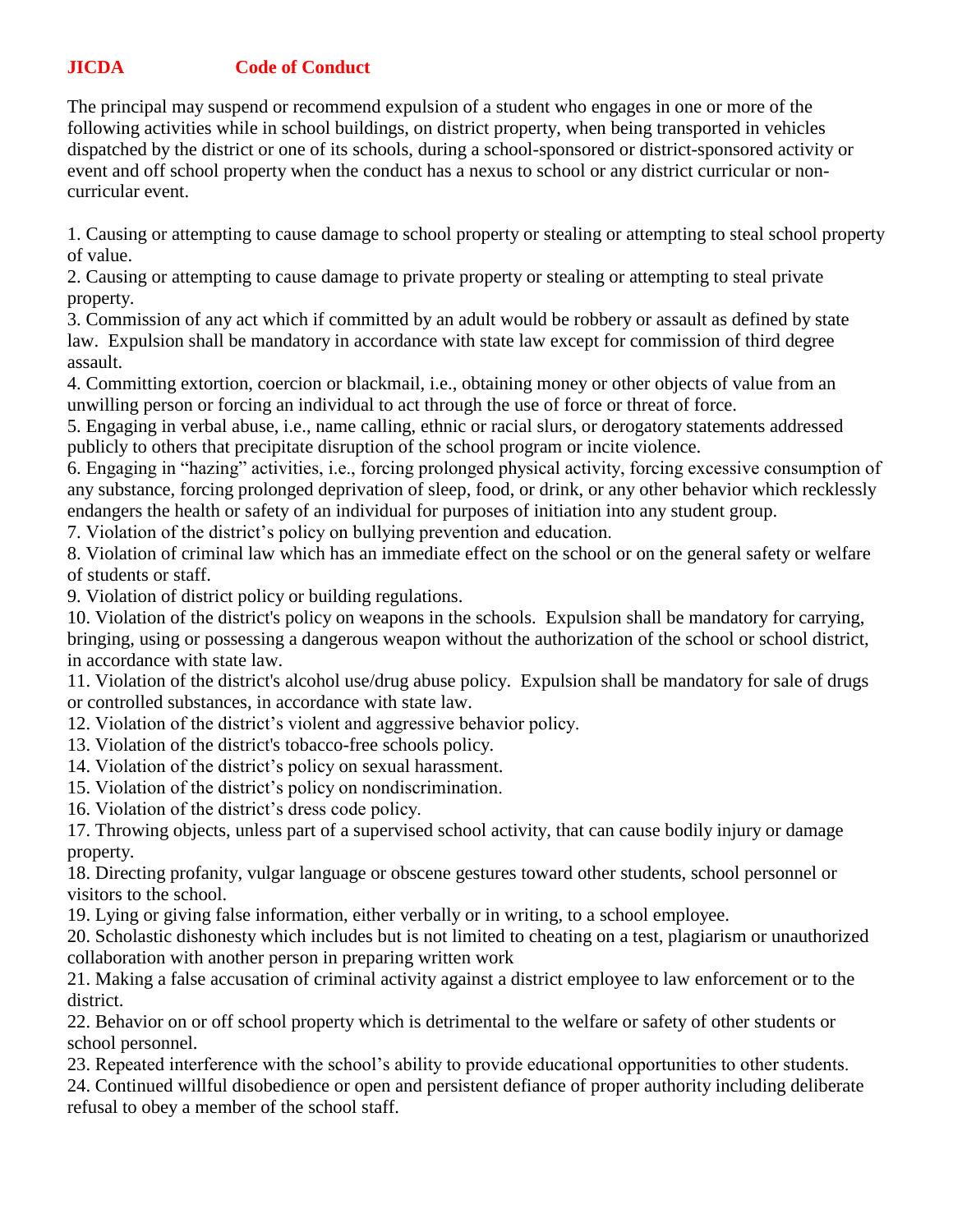# JICDA Code of Conduct

The principal may suspend or recommend expulsion of a student who engages in one or more of the following activities while in school buildings, on district property, when being transported in vehicles dispatched by the district or one of its schools, during a school-sponsored or district-sponsored activity or event and off school property when the conduct has a nexus to school or any district curricular or non-curricular event.

1. Causing or attempting to cause damage to school property or stealing or attempting to steal school property of value.
2. Causing or attempting to cause damage to private property or stealing or attempting to steal private property.
3. Commission of any act which if committed by an adult would be robbery or assault as defined by state law. Expulsion shall be mandatory in accordance with state law except for commission of third degree assault.
4. Committing extortion, coercion or blackmail, i.e., obtaining money or other objects of value from an unwilling person or forcing an individual to act through the use of force or threat of force.
5. Engaging in verbal abuse, i.e., name calling, ethnic or racial slurs, or derogatory statements addressed publicly to others that precipitate disruption of the school program or incite violence.
6. Engaging in "hazing" activities, i.e., forcing prolonged physical activity, forcing excessive consumption of any substance, forcing prolonged deprivation of sleep, food, or drink, or any other behavior which recklessly endangers the health or safety of an individual for purposes of initiation into any student group.
7. Violation of the district's policy on bullying prevention and education.
8. Violation of criminal law which has an immediate effect on the school or on the general safety or welfare of students or staff.
9. Violation of district policy or building regulations.
10. Violation of the district's policy on weapons in the schools. Expulsion shall be mandatory for carrying, bringing, using or possessing a dangerous weapon without the authorization of the school or school district, in accordance with state law.
11. Violation of the district's alcohol use/drug abuse policy. Expulsion shall be mandatory for sale of drugs or controlled substances, in accordance with state law.
12. Violation of the district's violent and aggressive behavior policy.
13. Violation of the district's tobacco-free schools policy.
14. Violation of the district's policy on sexual harassment.
15. Violation of the district's policy on nondiscrimination.
16. Violation of the district's dress code policy.
17. Throwing objects, unless part of a supervised school activity, that can cause bodily injury or damage property.
18. Directing profanity, vulgar language or obscene gestures toward other students, school personnel or visitors to the school.
19. Lying or giving false information, either verbally or in writing, to a school employee.
20. Scholastic dishonesty which includes but is not limited to cheating on a test, plagiarism or unauthorized collaboration with another person in preparing written work
21. Making a false accusation of criminal activity against a district employee to law enforcement or to the district.
22. Behavior on or off school property which is detrimental to the welfare or safety of other students or school personnel.
23. Repeated interference with the school's ability to provide educational opportunities to other students.
24. Continued willful disobedience or open and persistent defiance of proper authority including deliberate refusal to obey a member of the school staff.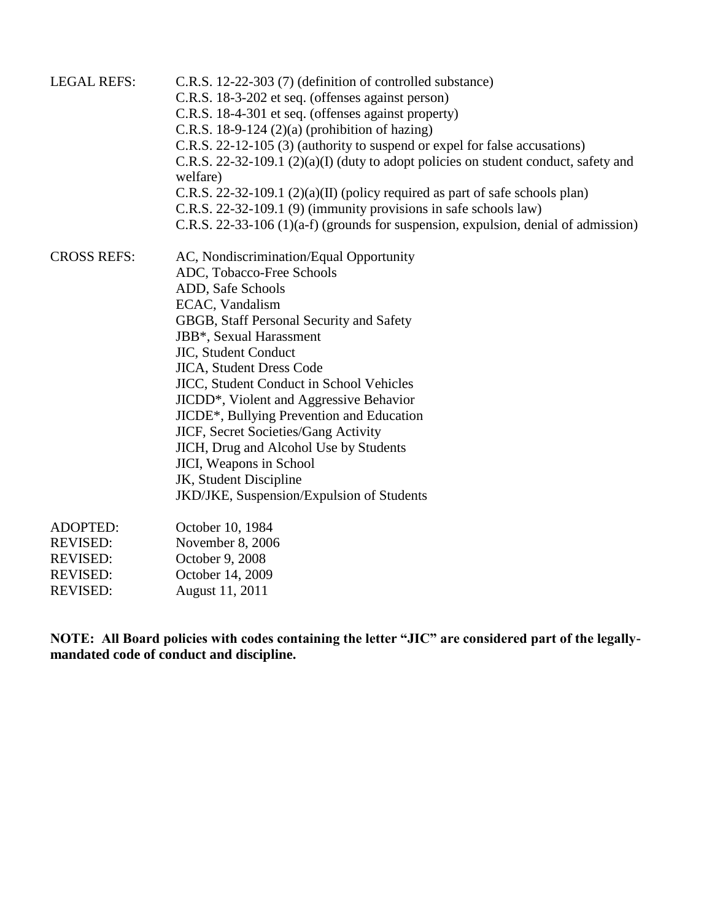LEGAL REFS: C.R.S. 12-22-303 (7) (definition of controlled substance)
C.R.S. 18-3-202 et seq. (offenses against person)
C.R.S. 18-4-301 et seq. (offenses against property)
C.R.S. 18-9-124 (2)(a) (prohibition of hazing)
C.R.S. 22-12-105 (3) (authority to suspend or expel for false accusations)
C.R.S. 22-32-109.1 (2)(a)(I) (duty to adopt policies on student conduct, safety and welfare)
C.R.S. 22-32-109.1 (2)(a)(II) (policy required as part of safe schools plan)
C.R.S. 22-32-109.1 (9) (immunity provisions in safe schools law)
C.R.S. 22-33-106 (1)(a-f) (grounds for suspension, expulsion, denial of admission)

CROSS REFS: AC, Nondiscrimination/Equal Opportunity
ADC, Tobacco-Free Schools
ADD, Safe Schools
ECAC, Vandalism
GBGB, Staff Personal Security and Safety
JBB*, Sexual Harassment
JIC, Student Conduct
JICA, Student Dress Code
JICC, Student Conduct in School Vehicles
JICDD*, Violent and Aggressive Behavior
JICDE*, Bullying Prevention and Education
JICF, Secret Societies/Gang Activity
JICH, Drug and Alcohol Use by Students
JICI, Weapons in School
JK, Student Discipline
JKD/JKE, Suspension/Expulsion of Students

ADOPTED: October 10, 1984
REVISED: November 8, 2006
REVISED: October 9, 2008
REVISED: October 14, 2009
REVISED: August 11, 2011

**NOTE: All Board policies with codes containing the letter "JIC" are considered part of the legally-mandated code of conduct and discipline.**